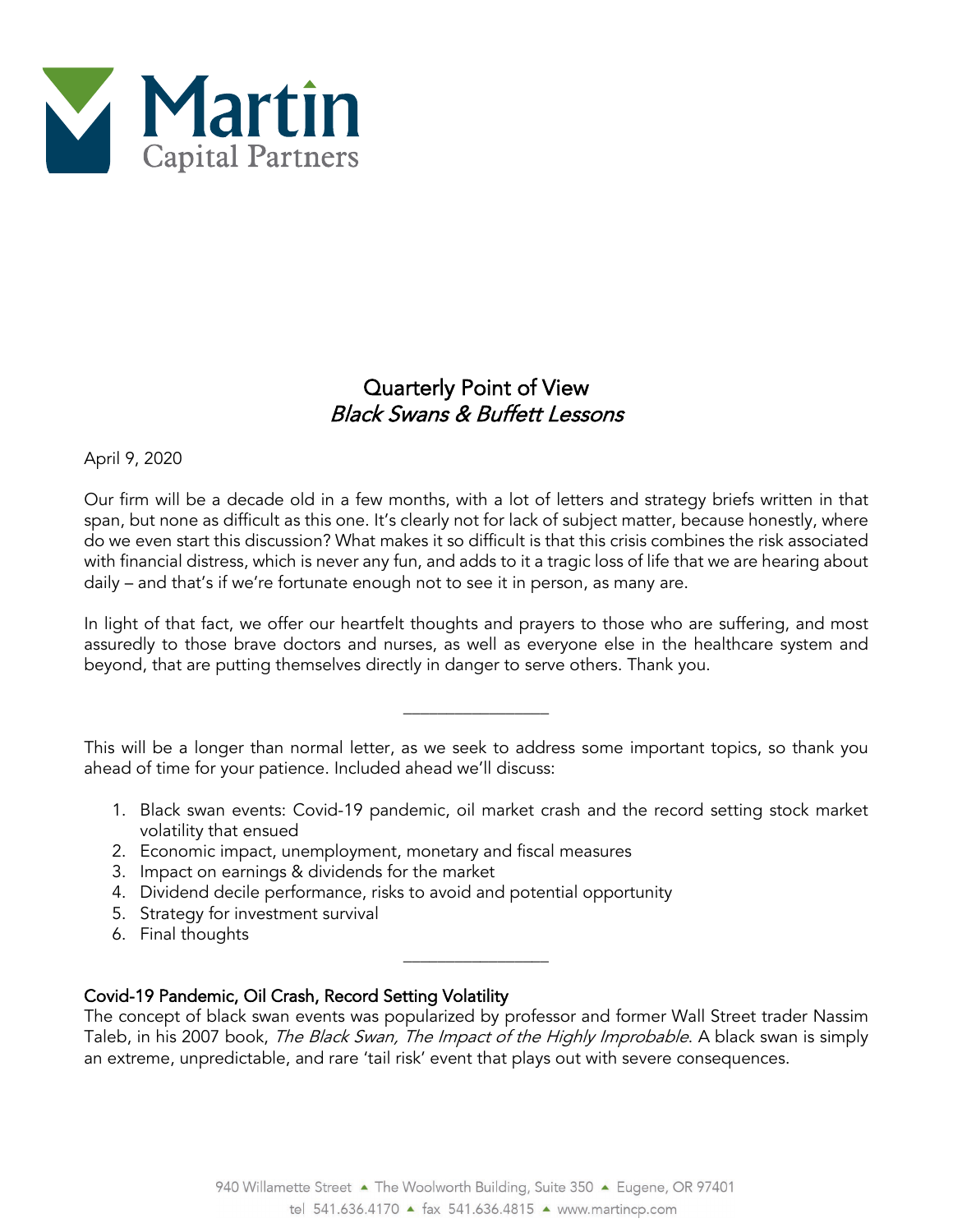# Quarterly Point of View
## *Black Swans & Buffett Lessons*

April 9, 2020

Our firm will be a decade old in a few months, with a lot of letters and strategy briefs written in that span, but none as difficult as this one. It's clearly not for lack of subject matter, because honestly, where do we even start this discussion? What makes it so difficult is that this crisis combines the risk associated with financial distress, which is never any fun, and adds to it a tragic loss of life that we are hearing about daily – and that's if we're fortunate enough not to see it in person, as many are.

In light of that fact, we offer our heartfelt thoughts and prayers to those who are suffering, and most assuredly to those brave doctors and nurses, as well as everyone else in the healthcare system and beyond, that are putting themselves directly in danger to serve others. Thank you.

---

This will be a longer than normal letter, as we seek to address some important topics, so thank you ahead of time for your patience. Included ahead we'll discuss:

1. Black swan events: Covid-19 pandemic, oil market crash and the record setting stock market volatility that ensued
2. Economic impact, unemployment, monetary and fiscal measures
3. Impact on earnings & dividends for the market
4. Dividend decile performance, risks to avoid and potential opportunity
5. Strategy for investment survival
6. Final thoughts

---

### Covid-19 Pandemic, Oil Crash, Record Setting Volatility

The concept of black swan events was popularized by professor and former Wall Street trader Nassim Taleb, in his 2007 book, *The Black Swan, The Impact of the Highly Improbable*. A black swan is simply an extreme, unpredictable, and rare 'tail risk' event that plays out with severe consequences.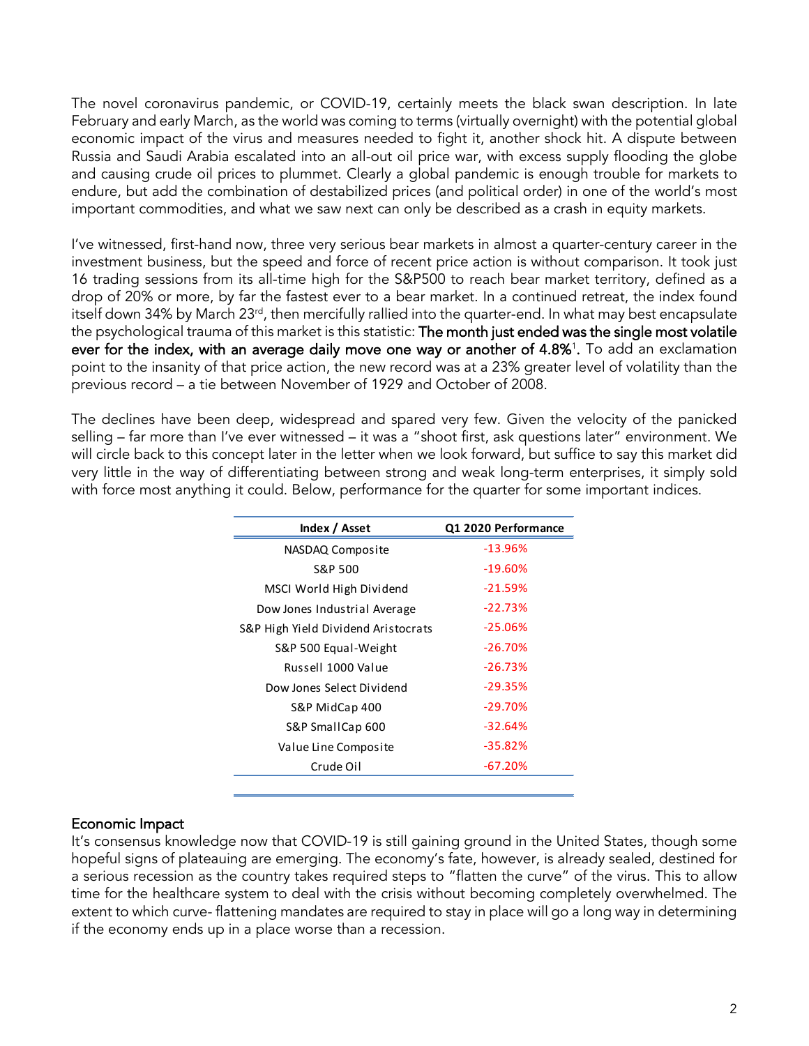The novel coronavirus pandemic, or COVID-19, certainly meets the black swan description. In late February and early March, as the world was coming to terms (virtually overnight) with the potential global economic impact of the virus and measures needed to fight it, another shock hit. A dispute between Russia and Saudi Arabia escalated into an all-out oil price war, with excess supply flooding the globe and causing crude oil prices to plummet. Clearly a global pandemic is enough trouble for markets to endure, but add the combination of destabilized prices (and political order) in one of the world's most important commodities, and what we saw next can only be described as a crash in equity markets.

I've witnessed, first-hand now, three very serious bear markets in almost a quarter-century career in the investment business, but the speed and force of recent price action is without comparison. It took just 16 trading sessions from its all-time high for the S&P500 to reach bear market territory, defined as a drop of 20% or more, by far the fastest ever to a bear market. In a continued retreat, the index found itself down 34% by March 23rd, then mercifully rallied into the quarter-end. In what may best encapsulate the psychological trauma of this market is this statistic: **The month just ended was the single most volatile ever for the index, with an average daily move one way or another of 4.8%**[1]**.** To add an exclamation point to the insanity of that price action, the new record was at a 23% greater level of volatility than the previous record – a tie between November of 1929 and October of 2008.

The declines have been deep, widespread and spared very few. Given the velocity of the panicked selling – far more than I've ever witnessed – it was a "shoot first, ask questions later" environment. We will circle back to this concept later in the letter when we look forward, but suffice to say this market did very little in the way of differentiating between strong and weak long-term enterprises, it simply sold with force most anything it could. Below, performance for the quarter for some important indices.

| Index / Asset | Q1 2020 Performance |
|---|---|
| NASDAQ Composite | -13.96% |
| S&P 500 | -19.60% |
| MSCI World High Dividend | -21.59% |
| Dow Jones Industrial Average | -22.73% |
| S&P High Yield Dividend Aristocrats | -25.06% |
| S&P 500 Equal-Weight | -26.70% |
| Russell 1000 Value | -26.73% |
| Dow Jones Select Dividend | -29.35% |
| S&P MidCap 400 | -29.70% |
| S&P SmallCap 600 | -32.64% |
| Value Line Composite | -35.82% |
| Crude Oil | -67.20% |

## Economic Impact

It's consensus knowledge now that COVID-19 is still gaining ground in the United States, though some hopeful signs of plateauing are emerging. The economy's fate, however, is already sealed, destined for a serious recession as the country takes required steps to "flatten the curve" of the virus. This to allow time for the healthcare system to deal with the crisis without becoming completely overwhelmed. The extent to which curve- flattening mandates are required to stay in place will go a long way in determining if the economy ends up in a place worse than a recession.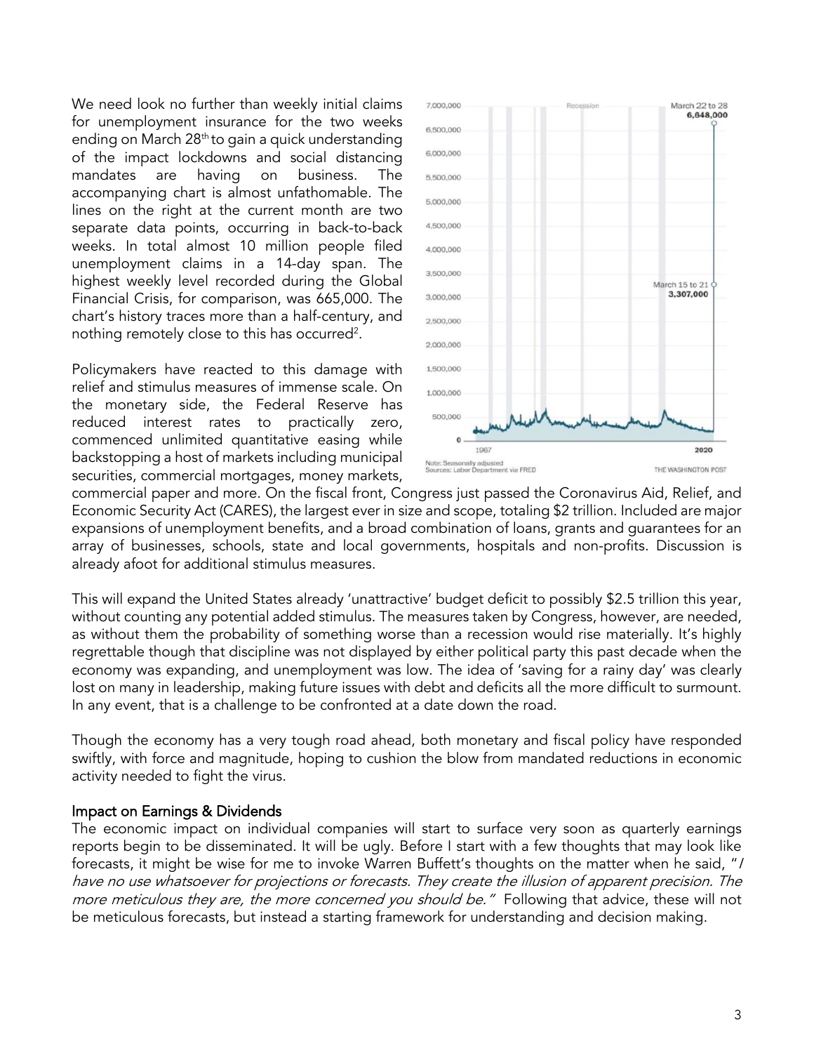We need look no further than weekly initial claims for unemployment insurance for the two weeks ending on March 28th to gain a quick understanding of the impact lockdowns and social distancing mandates are having on business. The accompanying chart is almost unfathomable. The lines on the right at the current month are two separate data points, occurring in back-to-back weeks. In total almost 10 million people filed unemployment claims in a 14-day span. The highest weekly level recorded during the Global Financial Crisis, for comparison, was 665,000. The chart's history traces more than a half-century, and nothing remotely close to this has occurred[2].

Policymakers have reacted to this damage with relief and stimulus measures of immense scale. On the monetary side, the Federal Reserve has reduced interest rates to practically zero, commenced unlimited quantitative easing while backstopping a host of markets including municipal securities, commercial mortgages, money markets, commercial paper and more. On the fiscal front, Congress just passed the Coronavirus Aid, Relief, and Economic Security Act (CARES), the largest ever in size and scope, totaling $2 trillion. Included are major expansions of unemployment benefits, and a broad combination of loans, grants and guarantees for an array of businesses, schools, state and local governments, hospitals and non-profits. Discussion is already afoot for additional stimulus measures.

This will expand the United States already 'unattractive' budget deficit to possibly $2.5 trillion this year, without counting any potential added stimulus. The measures taken by Congress, however, are needed, as without them the probability of something worse than a recession would rise materially. It's highly regrettable though that discipline was not displayed by either political party this past decade when the economy was expanding, and unemployment was low. The idea of 'saving for a rainy day' was clearly lost on many in leadership, making future issues with debt and deficits all the more difficult to surmount. In any event, that is a challenge to be confronted at a date down the road.

Though the economy has a very tough road ahead, both monetary and fiscal policy have responded swiftly, with force and magnitude, hoping to cushion the blow from mandated reductions in economic activity needed to fight the virus.

## Impact on Earnings & Dividends

The economic impact on individual companies will start to surface very soon as quarterly earnings reports begin to be disseminated. It will be ugly. Before I start with a few thoughts that may look like forecasts, it might be wise for me to invoke Warren Buffett's thoughts on the matter when he said, "*I have no use whatsoever for projections or forecasts. They create the illusion of apparent precision. The more meticulous they are, the more concerned you should be.*" Following that advice, these will not be meticulous forecasts, but instead a starting framework for understanding and decision making.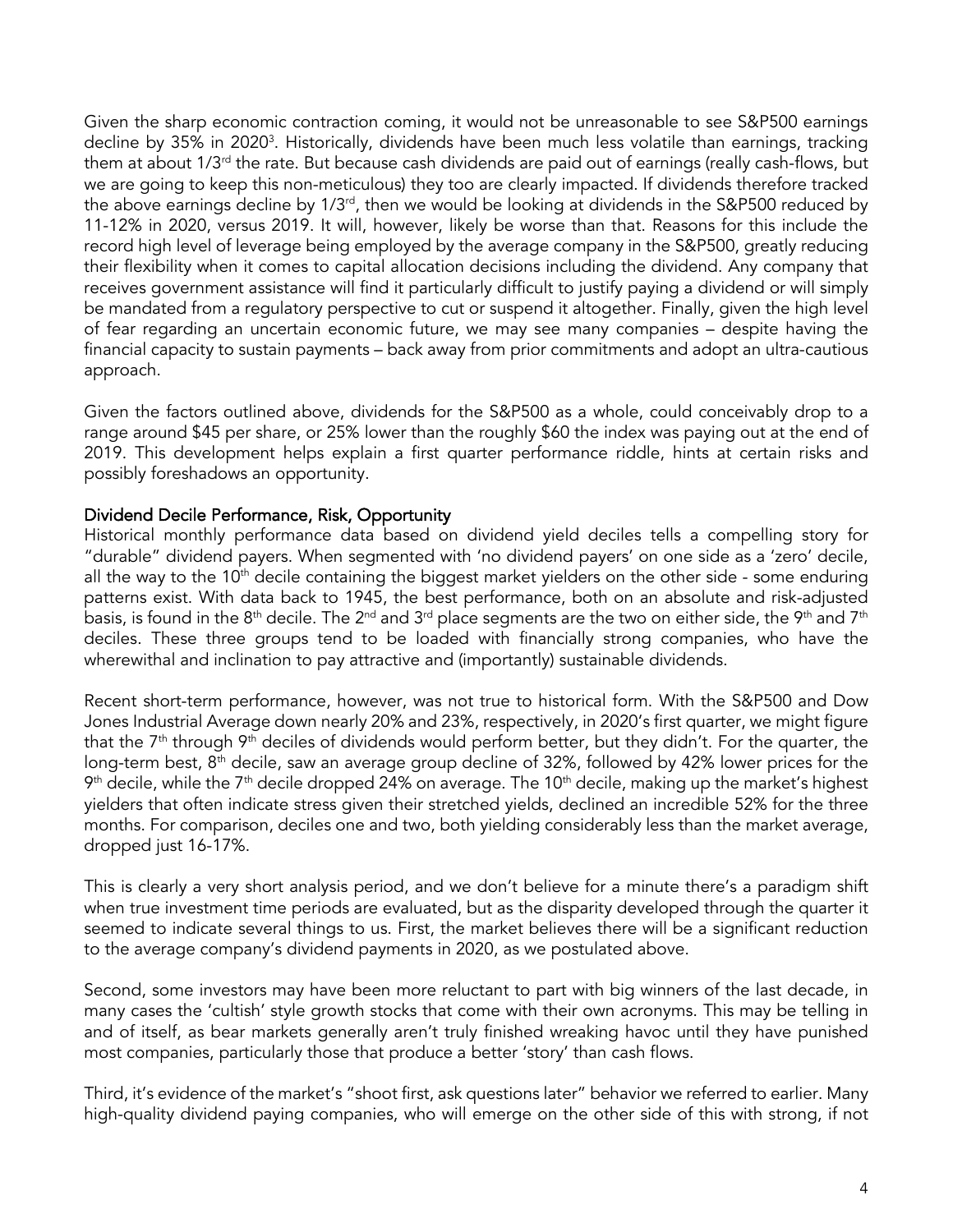Given the sharp economic contraction coming, it would not be unreasonable to see S&P500 earnings decline by 35% in 2020[3]. Historically, dividends have been much less volatile than earnings, tracking them at about 1/3rd the rate. But because cash dividends are paid out of earnings (really cash-flows, but we are going to keep this non-meticulous) they too are clearly impacted. If dividends therefore tracked the above earnings decline by 1/3rd, then we would be looking at dividends in the S&P500 reduced by 11-12% in 2020, versus 2019. It will, however, likely be worse than that. Reasons for this include the record high level of leverage being employed by the average company in the S&P500, greatly reducing their flexibility when it comes to capital allocation decisions including the dividend. Any company that receives government assistance will find it particularly difficult to justify paying a dividend or will simply be mandated from a regulatory perspective to cut or suspend it altogether. Finally, given the high level of fear regarding an uncertain economic future, we may see many companies – despite having the financial capacity to sustain payments – back away from prior commitments and adopt an ultra-cautious approach.

Given the factors outlined above, dividends for the S&P500 as a whole, could conceivably drop to a range around $45 per share, or 25% lower than the roughly $60 the index was paying out at the end of 2019. This development helps explain a first quarter performance riddle, hints at certain risks and possibly foreshadows an opportunity.

## Dividend Decile Performance, Risk, Opportunity

Historical monthly performance data based on dividend yield deciles tells a compelling story for "durable" dividend payers. When segmented with 'no dividend payers' on one side as a 'zero' decile, all the way to the 10th decile containing the biggest market yielders on the other side - some enduring patterns exist. With data back to 1945, the best performance, both on an absolute and risk-adjusted basis, is found in the 8th decile. The 2nd and 3rd place segments are the two on either side, the 9th and 7th deciles. These three groups tend to be loaded with financially strong companies, who have the wherewithal and inclination to pay attractive and (importantly) sustainable dividends.

Recent short-term performance, however, was not true to historical form. With the S&P500 and Dow Jones Industrial Average down nearly 20% and 23%, respectively, in 2020's first quarter, we might figure that the 7th through 9th deciles of dividends would perform better, but they didn't. For the quarter, the long-term best, 8th decile, saw an average group decline of 32%, followed by 42% lower prices for the 9th decile, while the 7th decile dropped 24% on average. The 10th decile, making up the market's highest yielders that often indicate stress given their stretched yields, declined an incredible 52% for the three months. For comparison, deciles one and two, both yielding considerably less than the market average, dropped just 16-17%.

This is clearly a very short analysis period, and we don't believe for a minute there's a paradigm shift when true investment time periods are evaluated, but as the disparity developed through the quarter it seemed to indicate several things to us. First, the market believes there will be a significant reduction to the average company's dividend payments in 2020, as we postulated above.

Second, some investors may have been more reluctant to part with big winners of the last decade, in many cases the 'cultish' style growth stocks that come with their own acronyms. This may be telling in and of itself, as bear markets generally aren't truly finished wreaking havoc until they have punished most companies, particularly those that produce a better 'story' than cash flows.

Third, it's evidence of the market's "shoot first, ask questions later" behavior we referred to earlier. Many high-quality dividend paying companies, who will emerge on the other side of this with strong, if not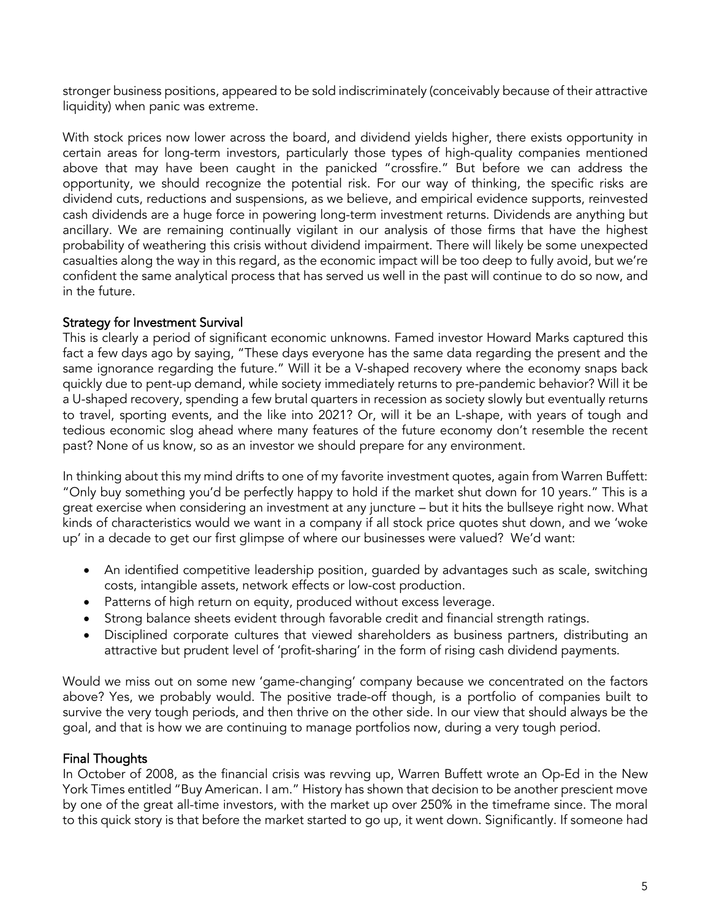stronger business positions, appeared to be sold indiscriminately (conceivably because of their attractive liquidity) when panic was extreme.

With stock prices now lower across the board, and dividend yields higher, there exists opportunity in certain areas for long-term investors, particularly those types of high-quality companies mentioned above that may have been caught in the panicked "crossfire." But before we can address the opportunity, we should recognize the potential risk. For our way of thinking, the specific risks are dividend cuts, reductions and suspensions, as we believe, and empirical evidence supports, reinvested cash dividends are a huge force in powering long-term investment returns. Dividends are anything but ancillary. We are remaining continually vigilant in our analysis of those firms that have the highest probability of weathering this crisis without dividend impairment. There will likely be some unexpected casualties along the way in this regard, as the economic impact will be too deep to fully avoid, but we're confident the same analytical process that has served us well in the past will continue to do so now, and in the future.

## Strategy for Investment Survival

This is clearly a period of significant economic unknowns. Famed investor Howard Marks captured this fact a few days ago by saying, "These days everyone has the same data regarding the present and the same ignorance regarding the future." Will it be a V-shaped recovery where the economy snaps back quickly due to pent-up demand, while society immediately returns to pre-pandemic behavior? Will it be a U-shaped recovery, spending a few brutal quarters in recession as society slowly but eventually returns to travel, sporting events, and the like into 2021? Or, will it be an L-shape, with years of tough and tedious economic slog ahead where many features of the future economy don't resemble the recent past? None of us know, so as an investor we should prepare for any environment.

In thinking about this my mind drifts to one of my favorite investment quotes, again from Warren Buffett: "Only buy something you'd be perfectly happy to hold if the market shut down for 10 years." This is a great exercise when considering an investment at any juncture – but it hits the bullseye right now. What kinds of characteristics would we want in a company if all stock price quotes shut down, and we 'woke up' in a decade to get our first glimpse of where our businesses were valued? We'd want:

- An identified competitive leadership position, guarded by advantages such as scale, switching costs, intangible assets, network effects or low-cost production.
- Patterns of high return on equity, produced without excess leverage.
- Strong balance sheets evident through favorable credit and financial strength ratings.
- Disciplined corporate cultures that viewed shareholders as business partners, distributing an attractive but prudent level of 'profit-sharing' in the form of rising cash dividend payments.

Would we miss out on some new 'game-changing' company because we concentrated on the factors above? Yes, we probably would. The positive trade-off though, is a portfolio of companies built to survive the very tough periods, and then thrive on the other side. In our view that should always be the goal, and that is how we are continuing to manage portfolios now, during a very tough period.

## Final Thoughts

In October of 2008, as the financial crisis was revving up, Warren Buffett wrote an Op-Ed in the New York Times entitled "Buy American. I am." History has shown that decision to be another prescient move by one of the great all-time investors, with the market up over 250% in the timeframe since. The moral to this quick story is that before the market started to go up, it went down. Significantly. If someone had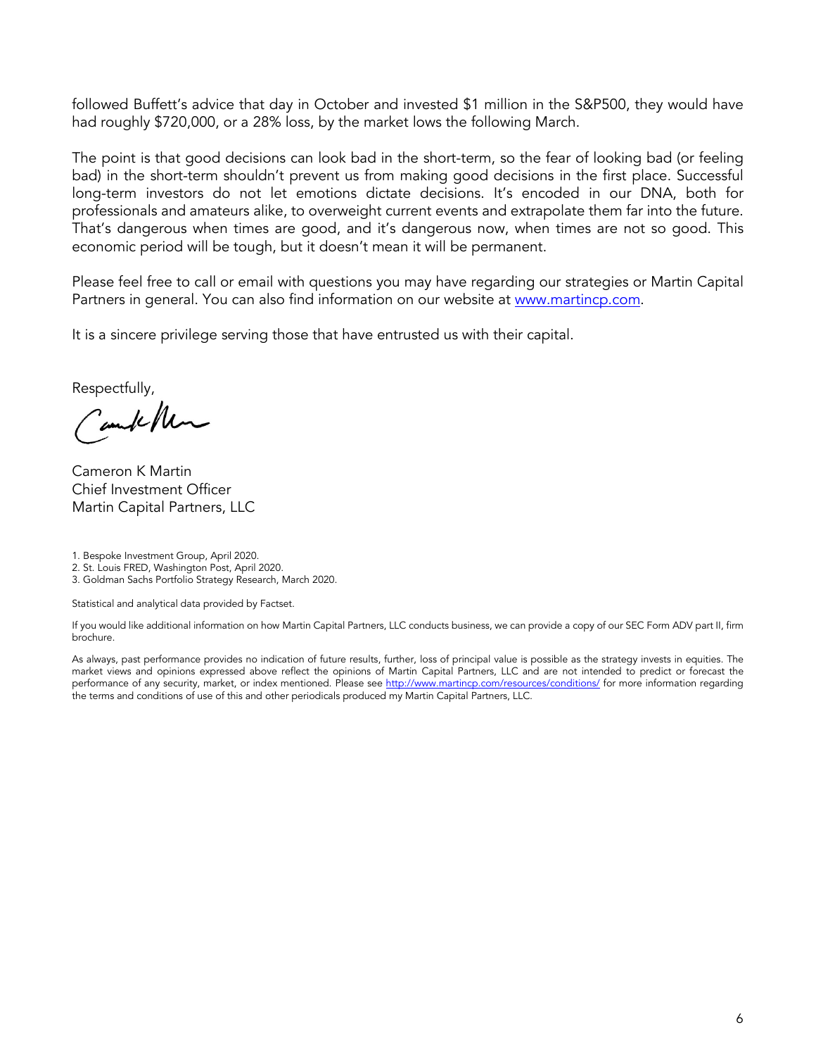followed Buffett's advice that day in October and invested $1 million in the S&P500, they would have had roughly $720,000, or a 28% loss, by the market lows the following March.

The point is that good decisions can look bad in the short-term, so the fear of looking bad (or feeling bad) in the short-term shouldn't prevent us from making good decisions in the first place. Successful long-term investors do not let emotions dictate decisions. It's encoded in our DNA, both for professionals and amateurs alike, to overweight current events and extrapolate them far into the future. That's dangerous when times are good, and it's dangerous now, when times are not so good. This economic period will be tough, but it doesn't mean it will be permanent.

Please feel free to call or email with questions you may have regarding our strategies or Martin Capital Partners in general. You can also find information on our website at [www.martincp.com](http://www.martincp.com).

It is a sincere privilege serving those that have entrusted us with their capital.

Respectfully,

Cameron K Martin
Chief Investment Officer
Martin Capital Partners, LLC

1. Bespoke Investment Group, April 2020.
2. St. Louis FRED, Washington Post, April 2020.
3. Goldman Sachs Portfolio Strategy Research, March 2020.

Statistical and analytical data provided by Factset.

If you would like additional information on how Martin Capital Partners, LLC conducts business, we can provide a copy of our SEC Form ADV part II, firm brochure.

As always, past performance provides no indication of future results, further, loss of principal value is possible as the strategy invests in equities. The market views and opinions expressed above reflect the opinions of Martin Capital Partners, LLC and are not intended to predict or forecast the performance of any security, market, or index mentioned. Please see [http://www.martincp.com/resources/conditions/](http://www.martincp.com/resources/conditions/) for more information regarding the terms and conditions of use of this and other periodicals produced my Martin Capital Partners, LLC.